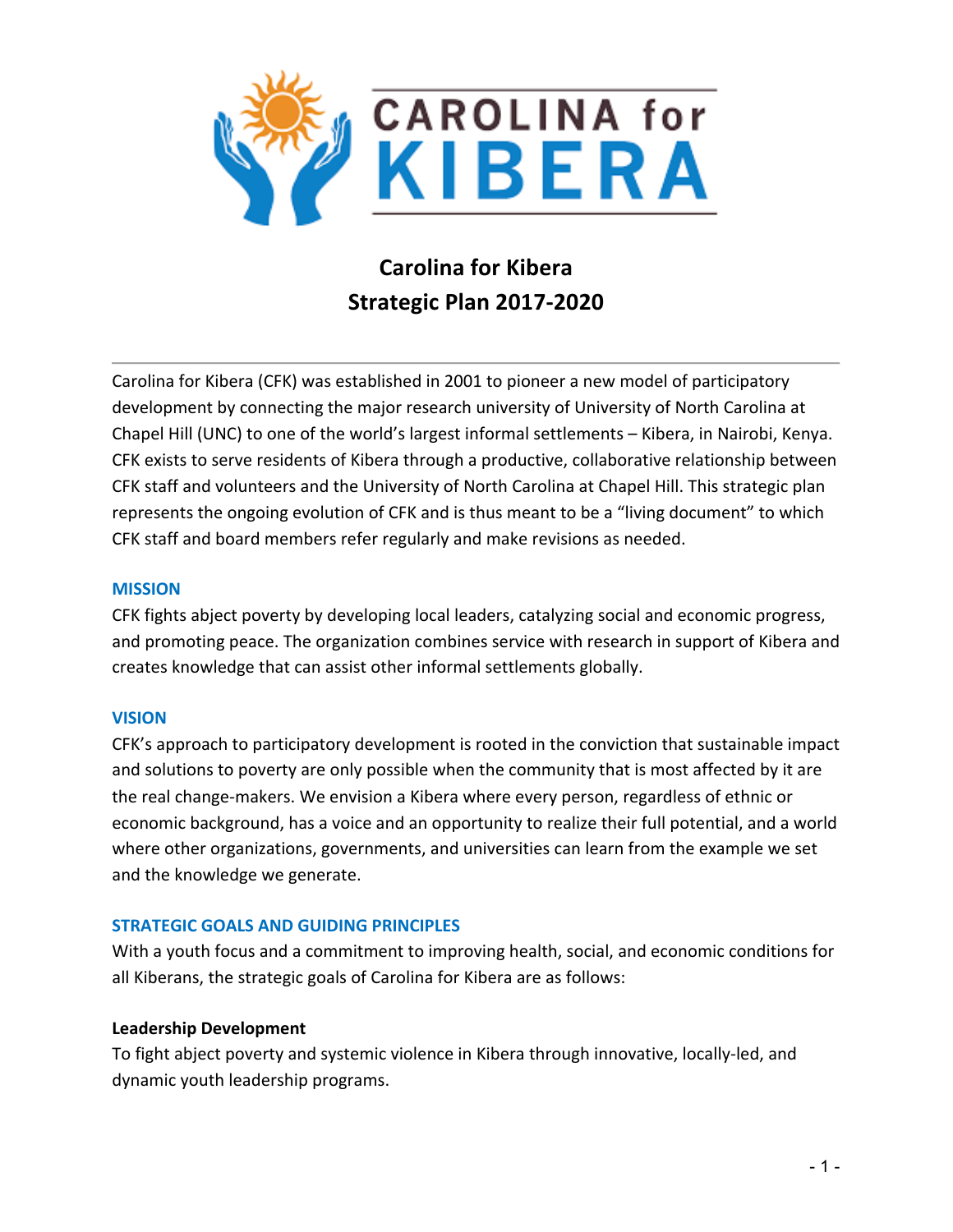# Carolina for Kibera
# Strategic Plan 2017-2020

---

Carolina for Kibera (CFK) was established in 2001 to pioneer a new model of participatory development by connecting the major research university of University of North Carolina at Chapel Hill (UNC) to one of the world's largest informal settlements – Kibera, in Nairobi, Kenya. CFK exists to serve residents of Kibera through a productive, collaborative relationship between CFK staff and volunteers and the University of North Carolina at Chapel Hill. This strategic plan represents the ongoing evolution of CFK and is thus meant to be a "living document" to which CFK staff and board members refer regularly and make revisions as needed.

## MISSION

CFK fights abject poverty by developing local leaders, catalyzing social and economic progress, and promoting peace. The organization combines service with research in support of Kibera and creates knowledge that can assist other informal settlements globally.

## VISION

CFK's approach to participatory development is rooted in the conviction that sustainable impact and solutions to poverty are only possible when the community that is most affected by it are the real change-makers. We envision a Kibera where every person, regardless of ethnic or economic background, has a voice and an opportunity to realize their full potential, and a world where other organizations, governments, and universities can learn from the example we set and the knowledge we generate.

## STRATEGIC GOALS AND GUIDING PRINCIPLES

With a youth focus and a commitment to improving health, social, and economic conditions for all Kiberans, the strategic goals of Carolina for Kibera are as follows:

### Leadership Development

To fight abject poverty and systemic violence in Kibera through innovative, locally-led, and dynamic youth leadership programs.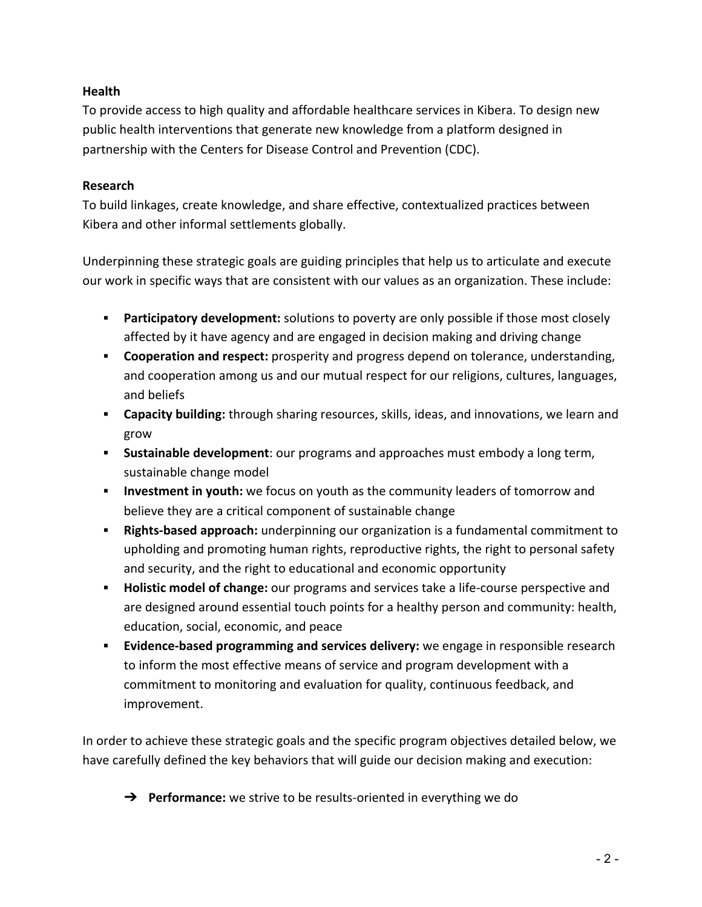**Health**
To provide access to high quality and affordable healthcare services in Kibera. To design new public health interventions that generate new knowledge from a platform designed in partnership with the Centers for Disease Control and Prevention (CDC).

**Research**
To build linkages, create knowledge, and share effective, contextualized practices between Kibera and other informal settlements globally.

Underpinning these strategic goals are guiding principles that help us to articulate and execute our work in specific ways that are consistent with our values as an organization. These include:

- **Participatory development:** solutions to poverty are only possible if those most closely affected by it have agency and are engaged in decision making and driving change
- **Cooperation and respect:** prosperity and progress depend on tolerance, understanding, and cooperation among us and our mutual respect for our religions, cultures, languages, and beliefs
- **Capacity building:** through sharing resources, skills, ideas, and innovations, we learn and grow
- **Sustainable development**: our programs and approaches must embody a long term, sustainable change model
- **Investment in youth:** we focus on youth as the community leaders of tomorrow and believe they are a critical component of sustainable change
- **Rights-based approach:** underpinning our organization is a fundamental commitment to upholding and promoting human rights, reproductive rights, the right to personal safety and security, and the right to educational and economic opportunity
- **Holistic model of change:** our programs and services take a life-course perspective and are designed around essential touch points for a healthy person and community: health, education, social, economic, and peace
- **Evidence-based programming and services delivery:** we engage in responsible research to inform the most effective means of service and program development with a commitment to monitoring and evaluation for quality, continuous feedback, and improvement.

In order to achieve these strategic goals and the specific program objectives detailed below, we have carefully defined the key behaviors that will guide our decision making and execution:

- ➔ **Performance:** we strive to be results-oriented in everything we do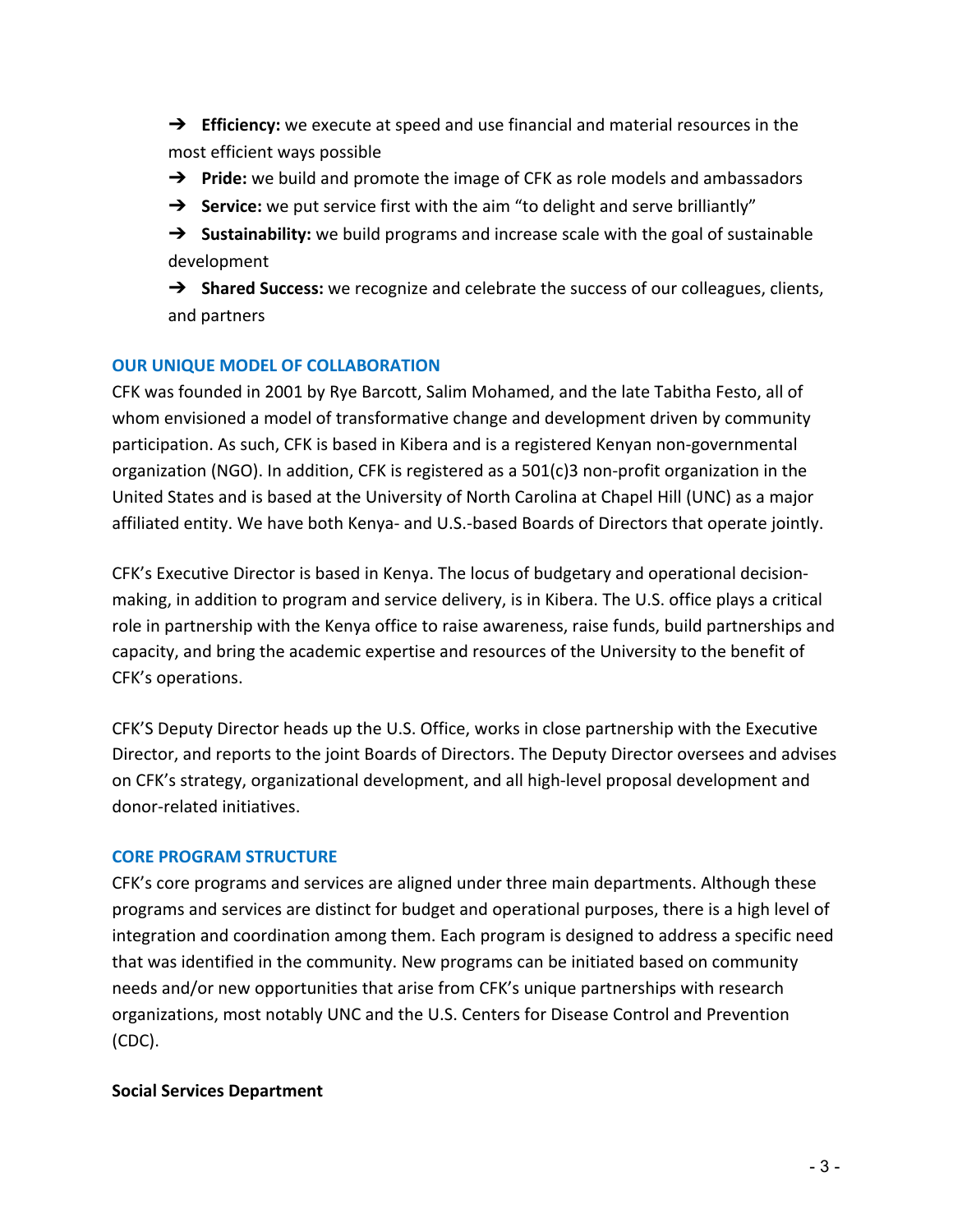- ➔ **Efficiency:** we execute at speed and use financial and material resources in the most efficient ways possible
- ➔ **Pride:** we build and promote the image of CFK as role models and ambassadors
- ➔ **Service:** we put service first with the aim "to delight and serve brilliantly"
- ➔ **Sustainability:** we build programs and increase scale with the goal of sustainable development
- ➔ **Shared Success:** we recognize and celebrate the success of our colleagues, clients, and partners

## OUR UNIQUE MODEL OF COLLABORATION

CFK was founded in 2001 by Rye Barcott, Salim Mohamed, and the late Tabitha Festo, all of whom envisioned a model of transformative change and development driven by community participation. As such, CFK is based in Kibera and is a registered Kenyan non-governmental organization (NGO). In addition, CFK is registered as a 501(c)3 non-profit organization in the United States and is based at the University of North Carolina at Chapel Hill (UNC) as a major affiliated entity. We have both Kenya- and U.S.-based Boards of Directors that operate jointly.

CFK's Executive Director is based in Kenya. The locus of budgetary and operational decision-making, in addition to program and service delivery, is in Kibera. The U.S. office plays a critical role in partnership with the Kenya office to raise awareness, raise funds, build partnerships and capacity, and bring the academic expertise and resources of the University to the benefit of CFK's operations.

CFK'S Deputy Director heads up the U.S. Office, works in close partnership with the Executive Director, and reports to the joint Boards of Directors. The Deputy Director oversees and advises on CFK's strategy, organizational development, and all high-level proposal development and donor-related initiatives.

## CORE PROGRAM STRUCTURE

CFK's core programs and services are aligned under three main departments. Although these programs and services are distinct for budget and operational purposes, there is a high level of integration and coordination among them. Each program is designed to address a specific need that was identified in the community. New programs can be initiated based on community needs and/or new opportunities that arise from CFK's unique partnerships with research organizations, most notably UNC and the U.S. Centers for Disease Control and Prevention (CDC).

### Social Services Department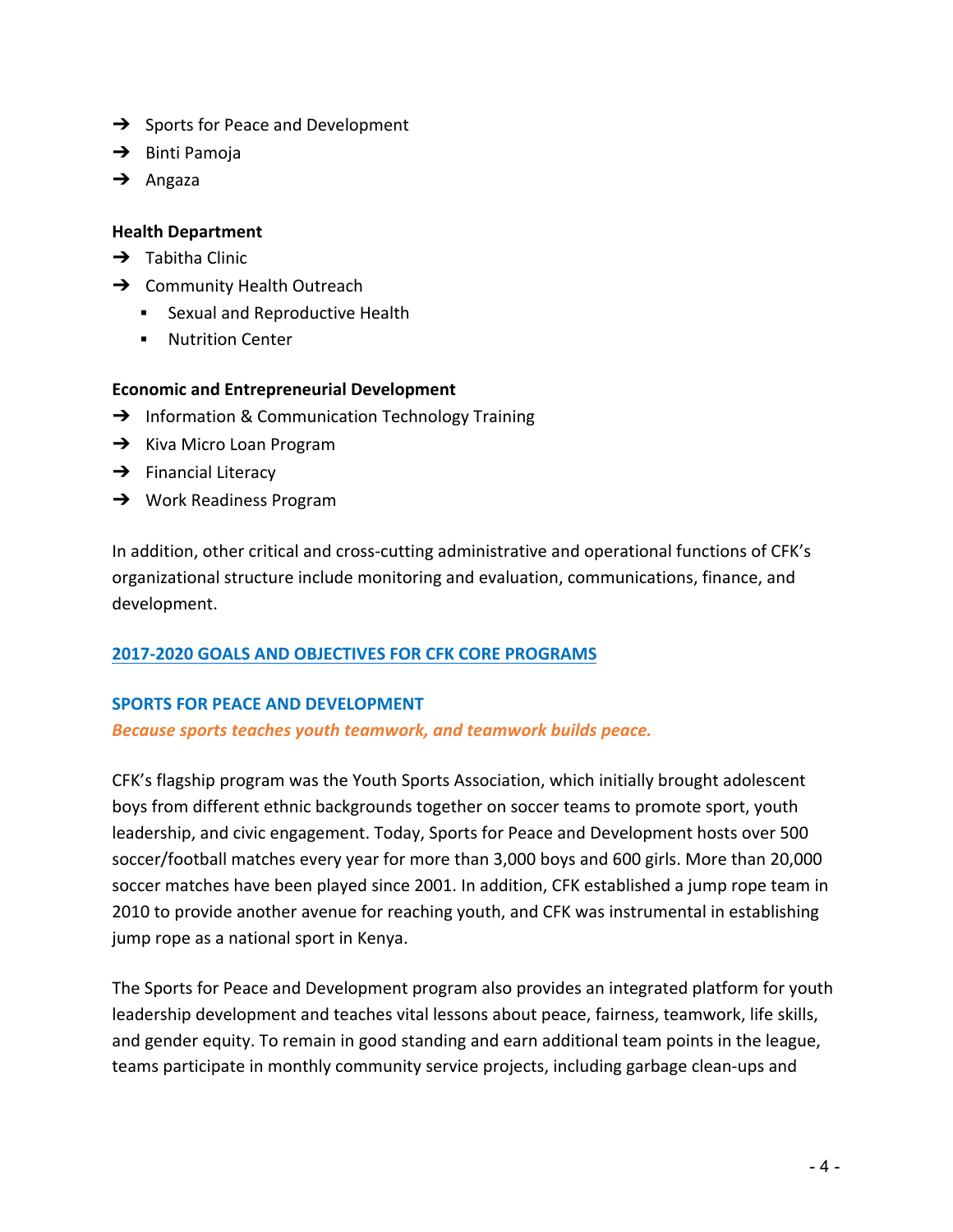- ➔ Sports for Peace and Development
- ➔ Binti Pamoja
- ➔ Angaza

**Health Department**

- ➔ Tabitha Clinic
- ➔ Community Health Outreach
  - Sexual and Reproductive Health
  - Nutrition Center

**Economic and Entrepreneurial Development**

- ➔ Information & Communication Technology Training
- ➔ Kiva Micro Loan Program
- ➔ Financial Literacy
- ➔ Work Readiness Program

In addition, other critical and cross-cutting administrative and operational functions of CFK's organizational structure include monitoring and evaluation, communications, finance, and development.

## 2017-2020 GOALS AND OBJECTIVES FOR CFK CORE PROGRAMS

### SPORTS FOR PEACE AND DEVELOPMENT

***Because sports teaches youth teamwork, and teamwork builds peace.***

CFK's flagship program was the Youth Sports Association, which initially brought adolescent boys from different ethnic backgrounds together on soccer teams to promote sport, youth leadership, and civic engagement. Today, Sports for Peace and Development hosts over 500 soccer/football matches every year for more than 3,000 boys and 600 girls. More than 20,000 soccer matches have been played since 2001. In addition, CFK established a jump rope team in 2010 to provide another avenue for reaching youth, and CFK was instrumental in establishing jump rope as a national sport in Kenya.

The Sports for Peace and Development program also provides an integrated platform for youth leadership development and teaches vital lessons about peace, fairness, teamwork, life skills, and gender equity. To remain in good standing and earn additional team points in the league, teams participate in monthly community service projects, including garbage clean-ups and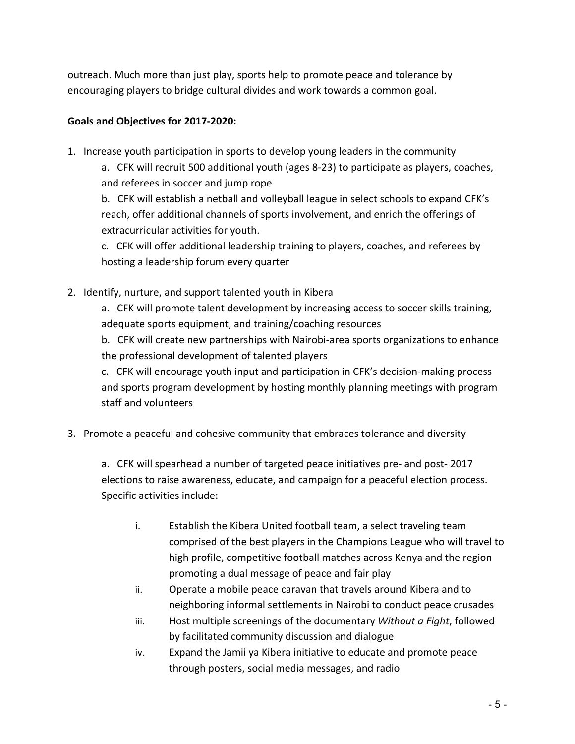outreach. Much more than just play, sports help to promote peace and tolerance by encouraging players to bridge cultural divides and work towards a common goal.

**Goals and Objectives for 2017-2020:**

1. Increase youth participation in sports to develop young leaders in the community
   a. CFK will recruit 500 additional youth (ages 8-23) to participate as players, coaches, and referees in soccer and jump rope
   b. CFK will establish a netball and volleyball league in select schools to expand CFK's reach, offer additional channels of sports involvement, and enrich the offerings of extracurricular activities for youth.
   c. CFK will offer additional leadership training to players, coaches, and referees by hosting a leadership forum every quarter

2. Identify, nurture, and support talented youth in Kibera
   a. CFK will promote talent development by increasing access to soccer skills training, adequate sports equipment, and training/coaching resources
   b. CFK will create new partnerships with Nairobi-area sports organizations to enhance the professional development of talented players
   c. CFK will encourage youth input and participation in CFK's decision-making process and sports program development by hosting monthly planning meetings with program staff and volunteers

3. Promote a peaceful and cohesive community that embraces tolerance and diversity

   a. CFK will spearhead a number of targeted peace initiatives pre- and post- 2017 elections to raise awareness, educate, and campaign for a peaceful election process. Specific activities include:

      i. Establish the Kibera United football team, a select traveling team comprised of the best players in the Champions League who will travel to high profile, competitive football matches across Kenya and the region promoting a dual message of peace and fair play
      ii. Operate a mobile peace caravan that travels around Kibera and to neighboring informal settlements in Nairobi to conduct peace crusades
      iii. Host multiple screenings of the documentary *Without a Fight*, followed by facilitated community discussion and dialogue
      iv. Expand the Jamii ya Kibera initiative to educate and promote peace through posters, social media messages, and radio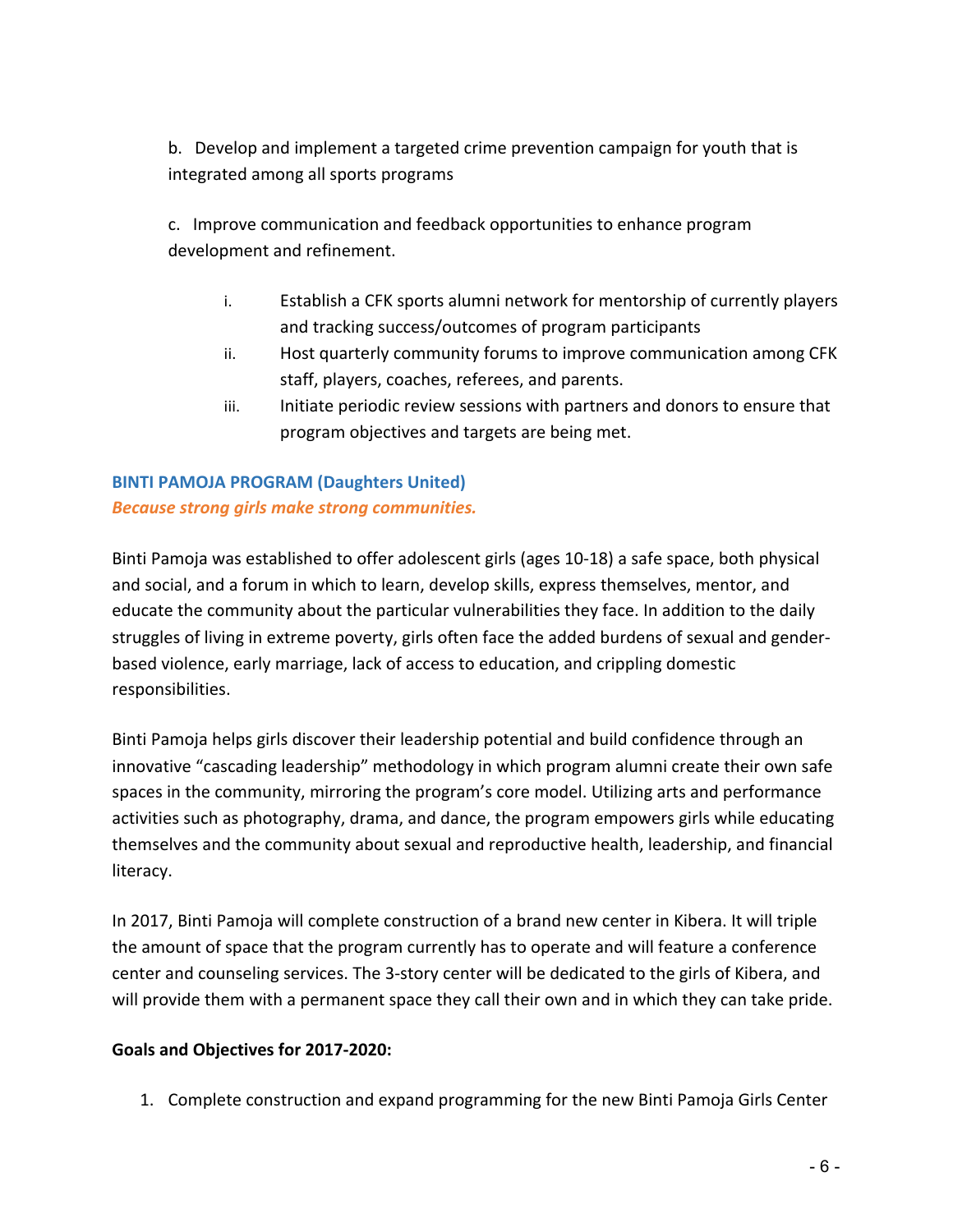b. Develop and implement a targeted crime prevention campaign for youth that is integrated among all sports programs

c. Improve communication and feedback opportunities to enhance program development and refinement.

   i. Establish a CFK sports alumni network for mentorship of currently players and tracking success/outcomes of program participants
   ii. Host quarterly community forums to improve communication among CFK staff, players, coaches, referees, and parents.
   iii. Initiate periodic review sessions with partners and donors to ensure that program objectives and targets are being met.

## BINTI PAMOJA PROGRAM (Daughters United)

***Because strong girls make strong communities.***

Binti Pamoja was established to offer adolescent girls (ages 10-18) a safe space, both physical and social, and a forum in which to learn, develop skills, express themselves, mentor, and educate the community about the particular vulnerabilities they face. In addition to the daily struggles of living in extreme poverty, girls often face the added burdens of sexual and gender-based violence, early marriage, lack of access to education, and crippling domestic responsibilities.

Binti Pamoja helps girls discover their leadership potential and build confidence through an innovative "cascading leadership" methodology in which program alumni create their own safe spaces in the community, mirroring the program's core model. Utilizing arts and performance activities such as photography, drama, and dance, the program empowers girls while educating themselves and the community about sexual and reproductive health, leadership, and financial literacy.

In 2017, Binti Pamoja will complete construction of a brand new center in Kibera. It will triple the amount of space that the program currently has to operate and will feature a conference center and counseling services. The 3-story center will be dedicated to the girls of Kibera, and will provide them with a permanent space they call their own and in which they can take pride.

**Goals and Objectives for 2017-2020:**

1. Complete construction and expand programming for the new Binti Pamoja Girls Center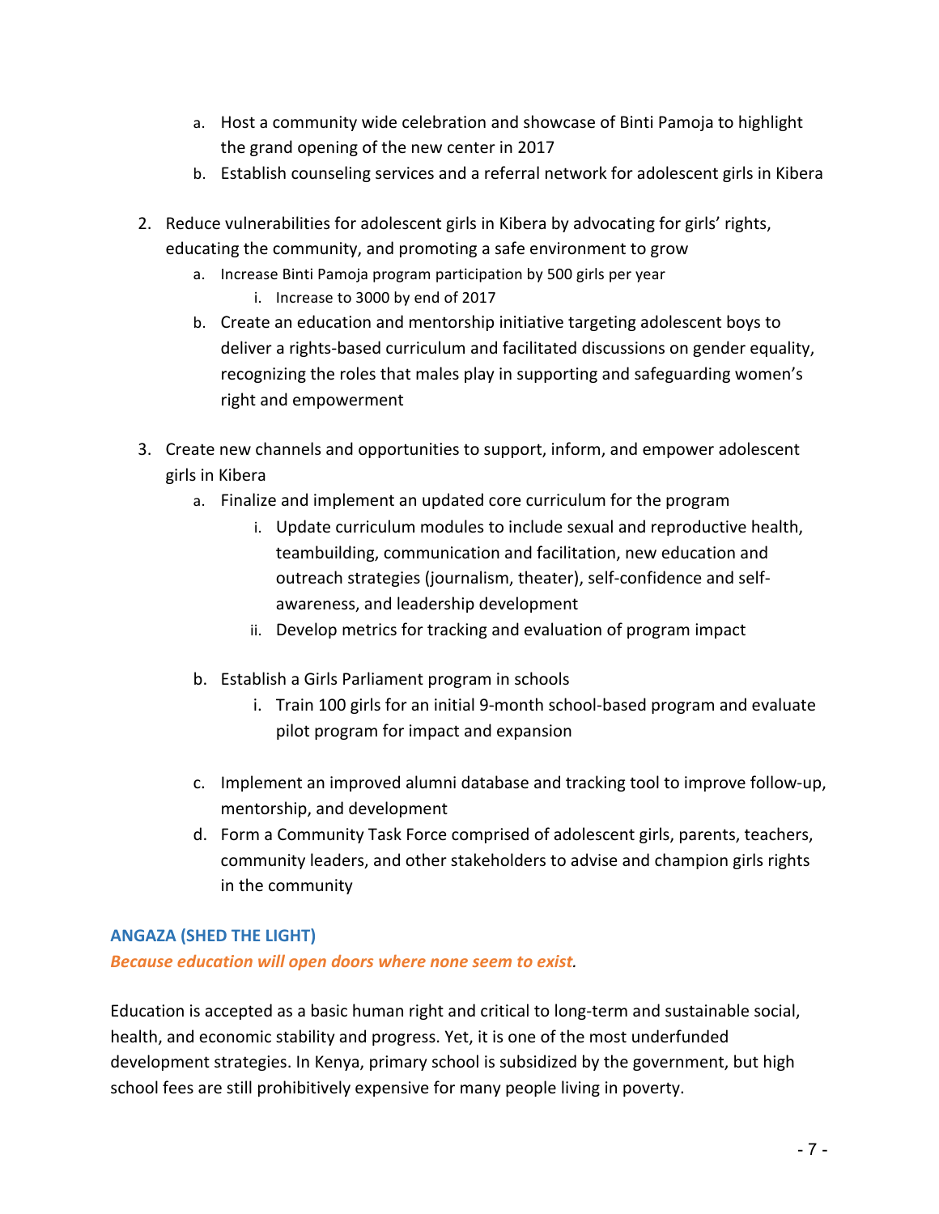a. Host a community wide celebration and showcase of Binti Pamoja to highlight the grand opening of the new center in 2017
   b. Establish counseling services and a referral network for adolescent girls in Kibera

2. Reduce vulnerabilities for adolescent girls in Kibera by advocating for girls' rights, educating the community, and promoting a safe environment to grow
   a. Increase Binti Pamoja program participation by 500 girls per year
      i. Increase to 3000 by end of 2017
   b. Create an education and mentorship initiative targeting adolescent boys to deliver a rights-based curriculum and facilitated discussions on gender equality, recognizing the roles that males play in supporting and safeguarding women's right and empowerment

3. Create new channels and opportunities to support, inform, and empower adolescent girls in Kibera
   a. Finalize and implement an updated core curriculum for the program
      i. Update curriculum modules to include sexual and reproductive health, teambuilding, communication and facilitation, new education and outreach strategies (journalism, theater), self-confidence and self-awareness, and leadership development
      ii. Develop metrics for tracking and evaluation of program impact
   b. Establish a Girls Parliament program in schools
      i. Train 100 girls for an initial 9-month school-based program and evaluate pilot program for impact and expansion
   c. Implement an improved alumni database and tracking tool to improve follow-up, mentorship, and development
   d. Form a Community Task Force comprised of adolescent girls, parents, teachers, community leaders, and other stakeholders to advise and champion girls rights in the community

### ANGAZA (SHED THE LIGHT)

***Because education will open doors where none seem to exist.***

Education is accepted as a basic human right and critical to long-term and sustainable social, health, and economic stability and progress. Yet, it is one of the most underfunded development strategies. In Kenya, primary school is subsidized by the government, but high school fees are still prohibitively expensive for many people living in poverty.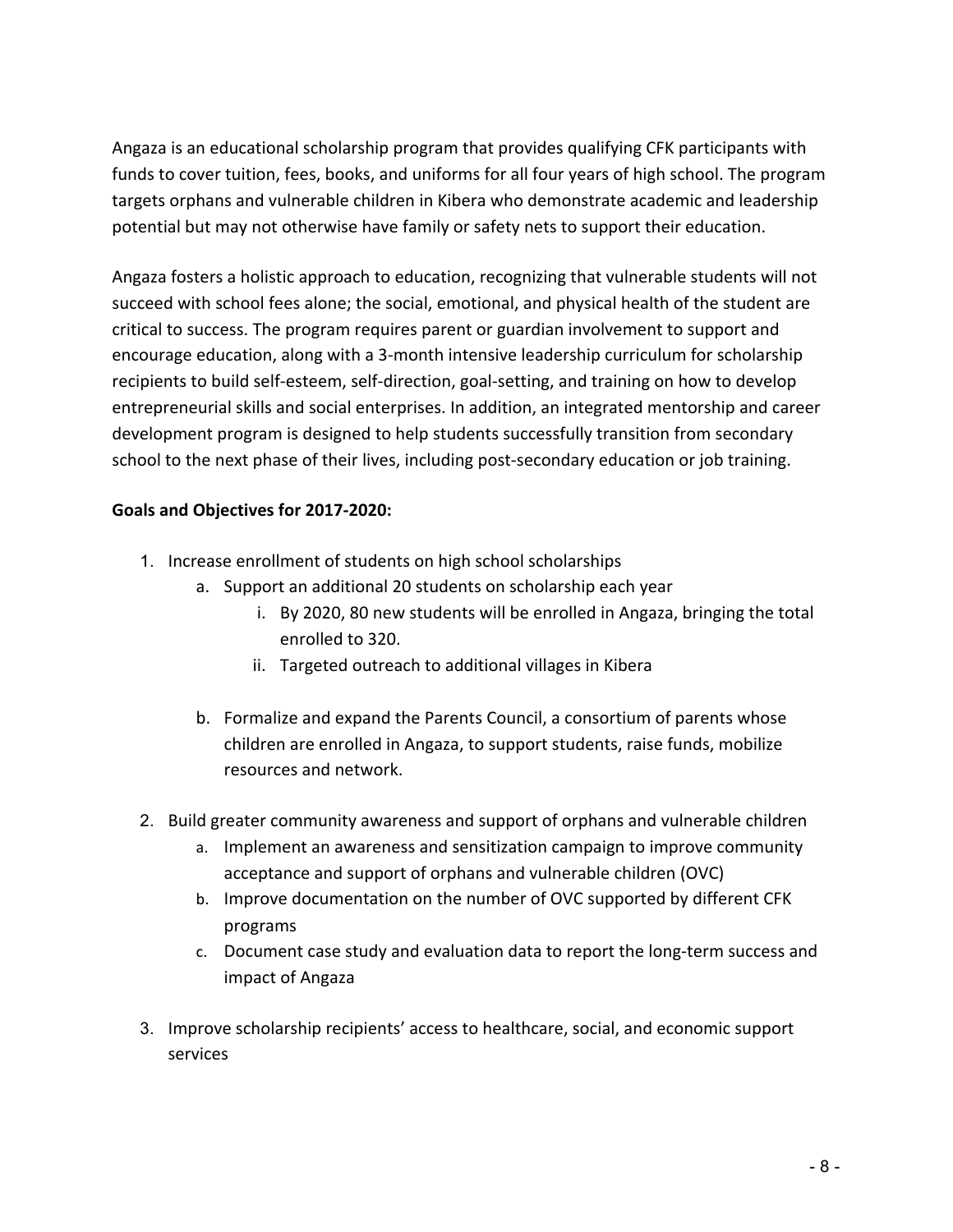Angaza is an educational scholarship program that provides qualifying CFK participants with funds to cover tuition, fees, books, and uniforms for all four years of high school. The program targets orphans and vulnerable children in Kibera who demonstrate academic and leadership potential but may not otherwise have family or safety nets to support their education.

Angaza fosters a holistic approach to education, recognizing that vulnerable students will not succeed with school fees alone; the social, emotional, and physical health of the student are critical to success. The program requires parent or guardian involvement to support and encourage education, along with a 3-month intensive leadership curriculum for scholarship recipients to build self-esteem, self-direction, goal-setting, and training on how to develop entrepreneurial skills and social enterprises. In addition, an integrated mentorship and career development program is designed to help students successfully transition from secondary school to the next phase of their lives, including post-secondary education or job training.

**Goals and Objectives for 2017-2020:**

1. Increase enrollment of students on high school scholarships
   a. Support an additional 20 students on scholarship each year
      i. By 2020, 80 new students will be enrolled in Angaza, bringing the total enrolled to 320.
      ii. Targeted outreach to additional villages in Kibera

   b. Formalize and expand the Parents Council, a consortium of parents whose children are enrolled in Angaza, to support students, raise funds, mobilize resources and network.

2. Build greater community awareness and support of orphans and vulnerable children
   a. Implement an awareness and sensitization campaign to improve community acceptance and support of orphans and vulnerable children (OVC)
   b. Improve documentation on the number of OVC supported by different CFK programs
   c. Document case study and evaluation data to report the long-term success and impact of Angaza

3. Improve scholarship recipients' access to healthcare, social, and economic support services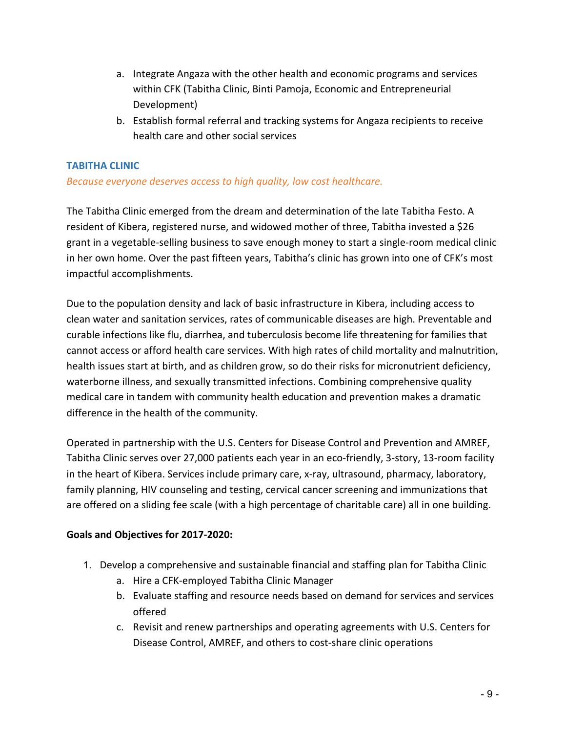a. Integrate Angaza with the other health and economic programs and services within CFK (Tabitha Clinic, Binti Pamoja, Economic and Entrepreneurial Development)
   b. Establish formal referral and tracking systems for Angaza recipients to receive health care and other social services

## TABITHA CLINIC

*Because everyone deserves access to high quality, low cost healthcare.*

The Tabitha Clinic emerged from the dream and determination of the late Tabitha Festo. A resident of Kibera, registered nurse, and widowed mother of three, Tabitha invested a $26 grant in a vegetable-selling business to save enough money to start a single-room medical clinic in her own home. Over the past fifteen years, Tabitha's clinic has grown into one of CFK's most impactful accomplishments.

Due to the population density and lack of basic infrastructure in Kibera, including access to clean water and sanitation services, rates of communicable diseases are high. Preventable and curable infections like flu, diarrhea, and tuberculosis become life threatening for families that cannot access or afford health care services. With high rates of child mortality and malnutrition, health issues start at birth, and as children grow, so do their risks for micronutrient deficiency, waterborne illness, and sexually transmitted infections. Combining comprehensive quality medical care in tandem with community health education and prevention makes a dramatic difference in the health of the community.

Operated in partnership with the U.S. Centers for Disease Control and Prevention and AMREF, Tabitha Clinic serves over 27,000 patients each year in an eco-friendly, 3-story, 13-room facility in the heart of Kibera. Services include primary care, x-ray, ultrasound, pharmacy, laboratory, family planning, HIV counseling and testing, cervical cancer screening and immunizations that are offered on a sliding fee scale (with a high percentage of charitable care) all in one building.

**Goals and Objectives for 2017-2020:**

1. Develop a comprehensive and sustainable financial and staffing plan for Tabitha Clinic
   a. Hire a CFK-employed Tabitha Clinic Manager
   b. Evaluate staffing and resource needs based on demand for services and services offered
   c. Revisit and renew partnerships and operating agreements with U.S. Centers for Disease Control, AMREF, and others to cost-share clinic operations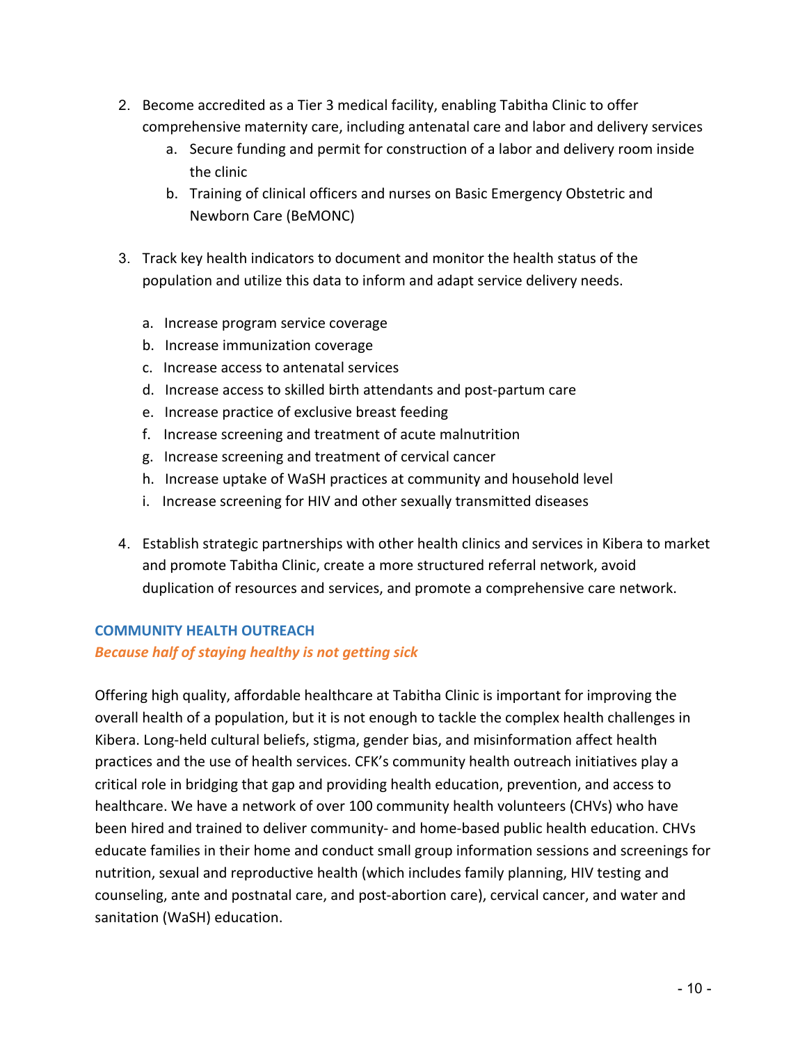2. Become accredited as a Tier 3 medical facility, enabling Tabitha Clinic to offer comprehensive maternity care, including antenatal care and labor and delivery services
    a. Secure funding and permit for construction of a labor and delivery room inside the clinic
    b. Training of clinical officers and nurses on Basic Emergency Obstetric and Newborn Care (BeMONC)

3. Track key health indicators to document and monitor the health status of the population and utilize this data to inform and adapt service delivery needs.

    a. Increase program service coverage
    b. Increase immunization coverage
    c. Increase access to antenatal services
    d. Increase access to skilled birth attendants and post-partum care
    e. Increase practice of exclusive breast feeding
    f. Increase screening and treatment of acute malnutrition
    g. Increase screening and treatment of cervical cancer
    h. Increase uptake of WaSH practices at community and household level
    i. Increase screening for HIV and other sexually transmitted diseases

4. Establish strategic partnerships with other health clinics and services in Kibera to market and promote Tabitha Clinic, create a more structured referral network, avoid duplication of resources and services, and promote a comprehensive care network.

### COMMUNITY HEALTH OUTREACH

***Because half of staying healthy is not getting sick***

Offering high quality, affordable healthcare at Tabitha Clinic is important for improving the overall health of a population, but it is not enough to tackle the complex health challenges in Kibera. Long-held cultural beliefs, stigma, gender bias, and misinformation affect health practices and the use of health services. CFK's community health outreach initiatives play a critical role in bridging that gap and providing health education, prevention, and access to healthcare. We have a network of over 100 community health volunteers (CHVs) who have been hired and trained to deliver community- and home-based public health education. CHVs educate families in their home and conduct small group information sessions and screenings for nutrition, sexual and reproductive health (which includes family planning, HIV testing and counseling, ante and postnatal care, and post-abortion care), cervical cancer, and water and sanitation (WaSH) education.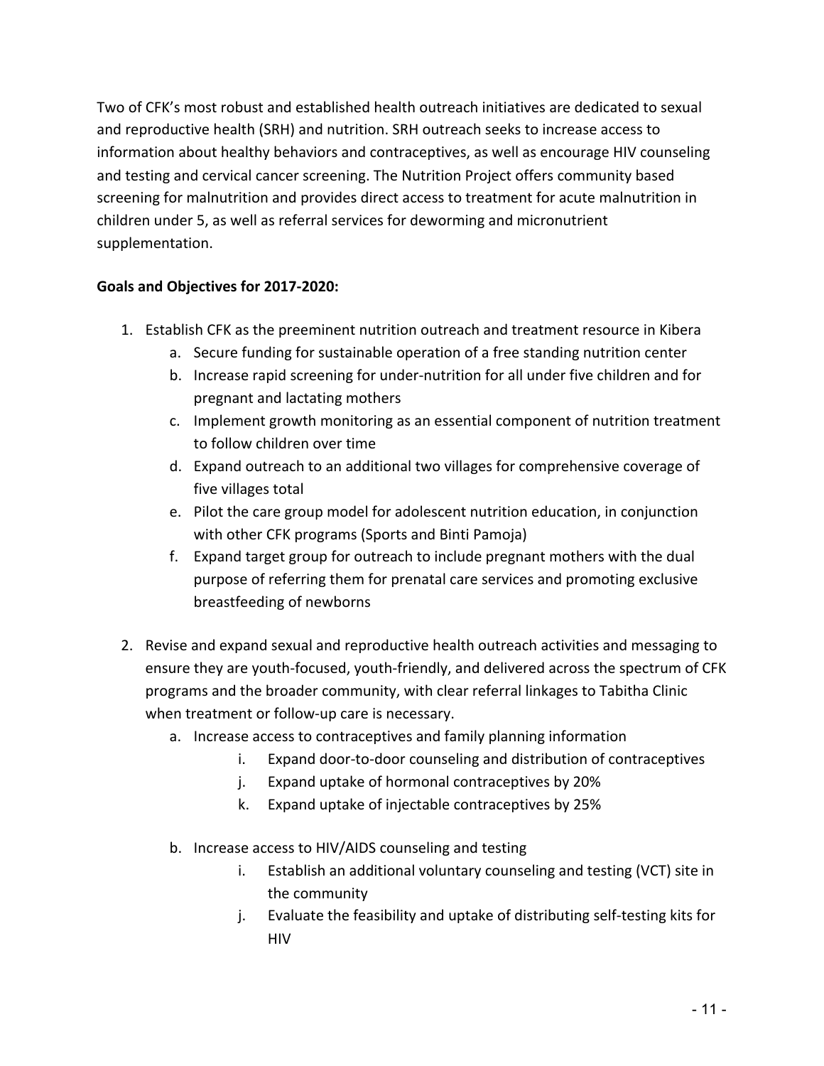Two of CFK's most robust and established health outreach initiatives are dedicated to sexual and reproductive health (SRH) and nutrition. SRH outreach seeks to increase access to information about healthy behaviors and contraceptives, as well as encourage HIV counseling and testing and cervical cancer screening. The Nutrition Project offers community based screening for malnutrition and provides direct access to treatment for acute malnutrition in children under 5, as well as referral services for deworming and micronutrient supplementation.

**Goals and Objectives for 2017-2020:**

1. Establish CFK as the preeminent nutrition outreach and treatment resource in Kibera
   a. Secure funding for sustainable operation of a free standing nutrition center
   b. Increase rapid screening for under-nutrition for all under five children and for pregnant and lactating mothers
   c. Implement growth monitoring as an essential component of nutrition treatment to follow children over time
   d. Expand outreach to an additional two villages for comprehensive coverage of five villages total
   e. Pilot the care group model for adolescent nutrition education, in conjunction with other CFK programs (Sports and Binti Pamoja)
   f. Expand target group for outreach to include pregnant mothers with the dual purpose of referring them for prenatal care services and promoting exclusive breastfeeding of newborns

2. Revise and expand sexual and reproductive health outreach activities and messaging to ensure they are youth-focused, youth-friendly, and delivered across the spectrum of CFK programs and the broader community, with clear referral linkages to Tabitha Clinic when treatment or follow-up care is necessary.
   a. Increase access to contraceptives and family planning information
      i. Expand door-to-door counseling and distribution of contraceptives
      j. Expand uptake of hormonal contraceptives by 20%
      k. Expand uptake of injectable contraceptives by 25%

   b. Increase access to HIV/AIDS counseling and testing
      i. Establish an additional voluntary counseling and testing (VCT) site in the community
      j. Evaluate the feasibility and uptake of distributing self-testing kits for HIV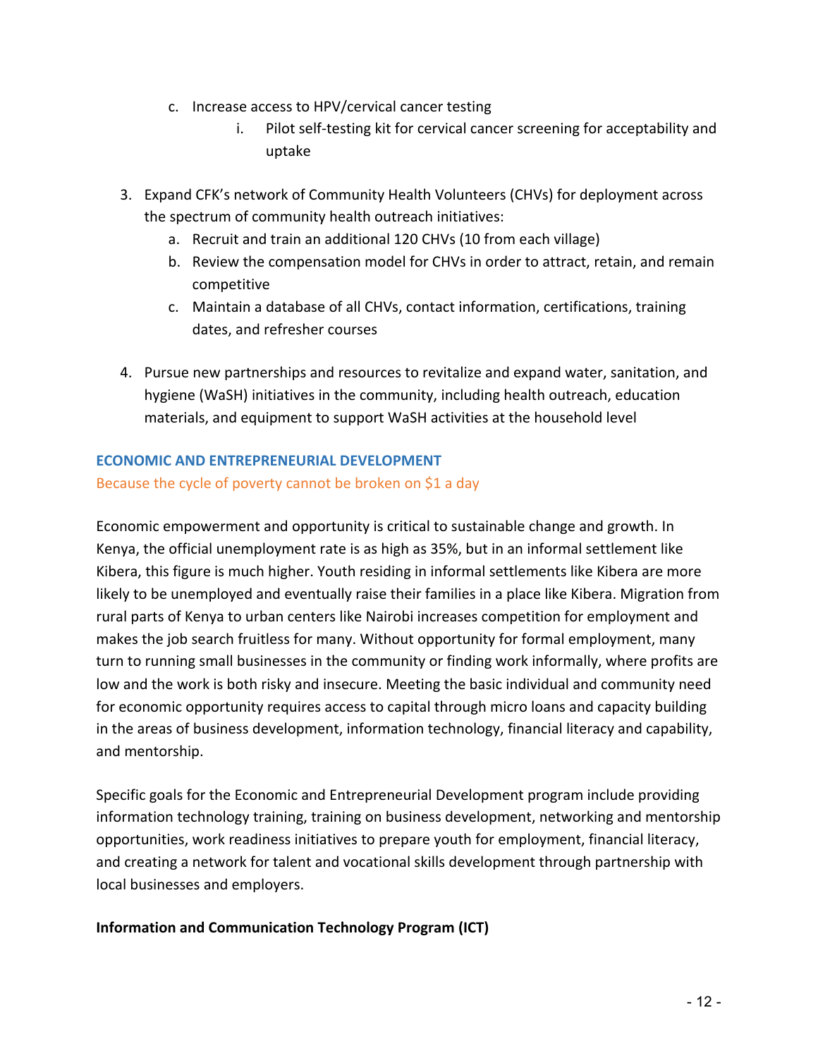c. Increase access to HPV/cervical cancer testing
      i. Pilot self-testing kit for cervical cancer screening for acceptability and uptake

3. Expand CFK's network of Community Health Volunteers (CHVs) for deployment across the spectrum of community health outreach initiatives:
   a. Recruit and train an additional 120 CHVs (10 from each village)
   b. Review the compensation model for CHVs in order to attract, retain, and remain competitive
   c. Maintain a database of all CHVs, contact information, certifications, training dates, and refresher courses

4. Pursue new partnerships and resources to revitalize and expand water, sanitation, and hygiene (WaSH) initiatives in the community, including health outreach, education materials, and equipment to support WaSH activities at the household level

## ECONOMIC AND ENTREPRENEURIAL DEVELOPMENT

Because the cycle of poverty cannot be broken on $1 a day

Economic empowerment and opportunity is critical to sustainable change and growth. In Kenya, the official unemployment rate is as high as 35%, but in an informal settlement like Kibera, this figure is much higher. Youth residing in informal settlements like Kibera are more likely to be unemployed and eventually raise their families in a place like Kibera. Migration from rural parts of Kenya to urban centers like Nairobi increases competition for employment and makes the job search fruitless for many. Without opportunity for formal employment, many turn to running small businesses in the community or finding work informally, where profits are low and the work is both risky and insecure. Meeting the basic individual and community need for economic opportunity requires access to capital through micro loans and capacity building in the areas of business development, information technology, financial literacy and capability, and mentorship.

Specific goals for the Economic and Entrepreneurial Development program include providing information technology training, training on business development, networking and mentorship opportunities, work readiness initiatives to prepare youth for employment, financial literacy, and creating a network for talent and vocational skills development through partnership with local businesses and employers.

### Information and Communication Technology Program (ICT)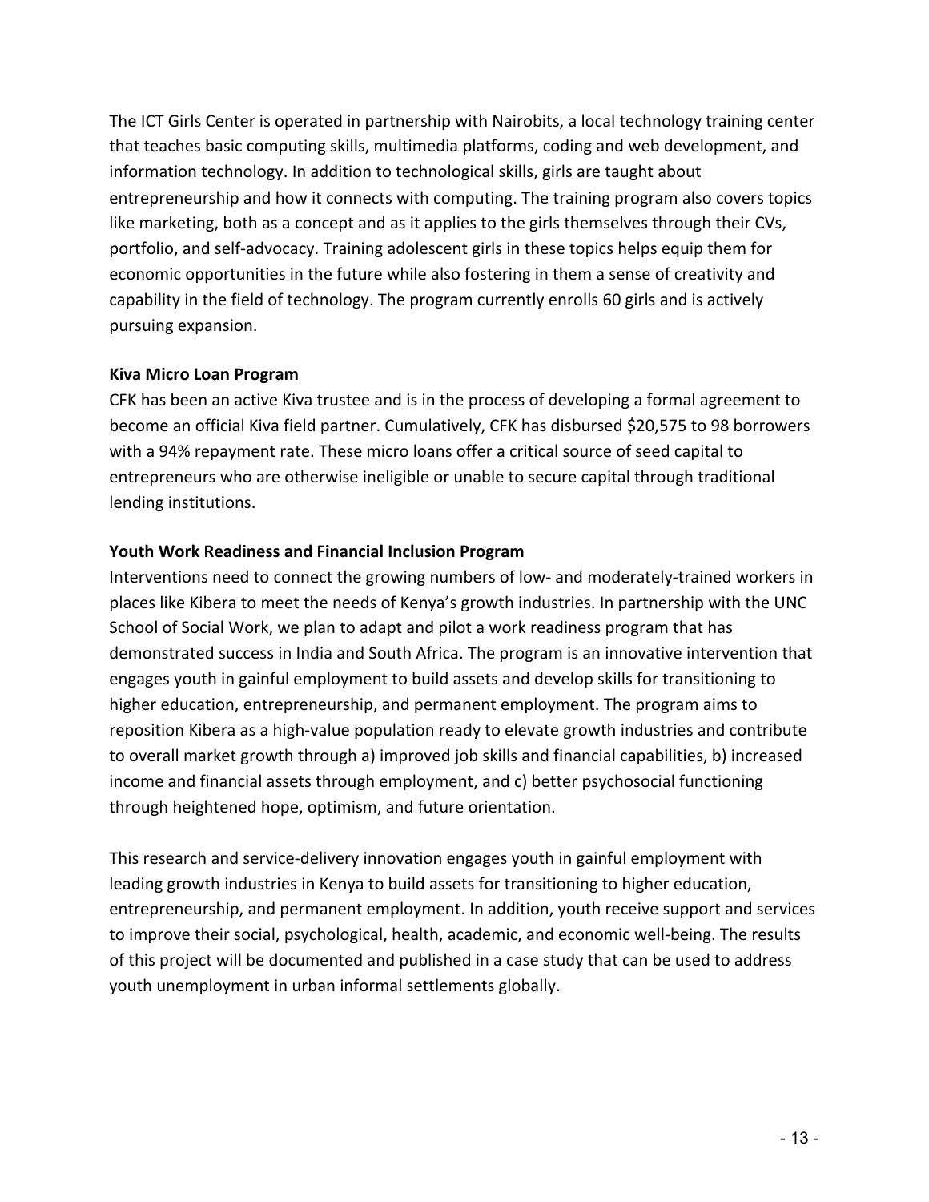The ICT Girls Center is operated in partnership with Nairobits, a local technology training center that teaches basic computing skills, multimedia platforms, coding and web development, and information technology. In addition to technological skills, girls are taught about entrepreneurship and how it connects with computing. The training program also covers topics like marketing, both as a concept and as it applies to the girls themselves through their CVs, portfolio, and self-advocacy. Training adolescent girls in these topics helps equip them for economic opportunities in the future while also fostering in them a sense of creativity and capability in the field of technology. The program currently enrolls 60 girls and is actively pursuing expansion.

**Kiva Micro Loan Program**

CFK has been an active Kiva trustee and is in the process of developing a formal agreement to become an official Kiva field partner. Cumulatively, CFK has disbursed $20,575 to 98 borrowers with a 94% repayment rate. These micro loans offer a critical source of seed capital to entrepreneurs who are otherwise ineligible or unable to secure capital through traditional lending institutions.

**Youth Work Readiness and Financial Inclusion Program**

Interventions need to connect the growing numbers of low- and moderately-trained workers in places like Kibera to meet the needs of Kenya's growth industries. In partnership with the UNC School of Social Work, we plan to adapt and pilot a work readiness program that has demonstrated success in India and South Africa. The program is an innovative intervention that engages youth in gainful employment to build assets and develop skills for transitioning to higher education, entrepreneurship, and permanent employment. The program aims to reposition Kibera as a high-value population ready to elevate growth industries and contribute to overall market growth through a) improved job skills and financial capabilities, b) increased income and financial assets through employment, and c) better psychosocial functioning through heightened hope, optimism, and future orientation.

This research and service-delivery innovation engages youth in gainful employment with leading growth industries in Kenya to build assets for transitioning to higher education, entrepreneurship, and permanent employment. In addition, youth receive support and services to improve their social, psychological, health, academic, and economic well-being. The results of this project will be documented and published in a case study that can be used to address youth unemployment in urban informal settlements globally.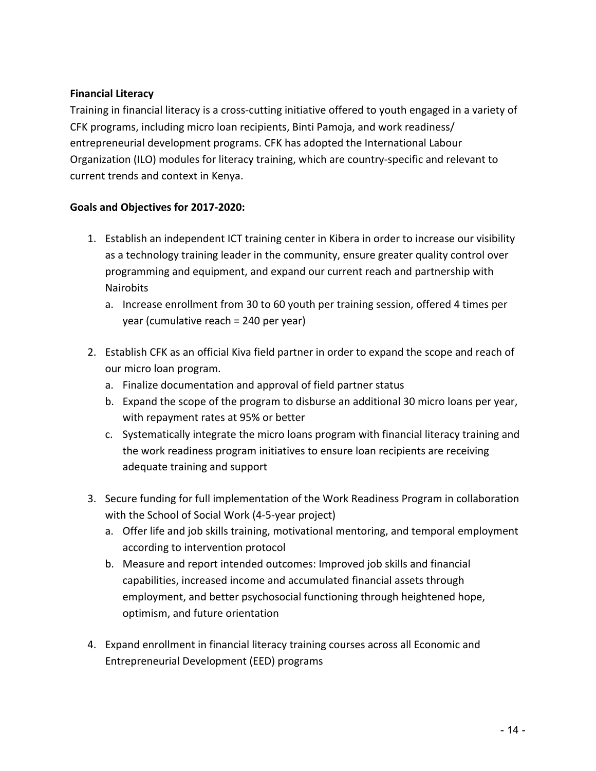**Financial Literacy**

Training in financial literacy is a cross-cutting initiative offered to youth engaged in a variety of CFK programs, including micro loan recipients, Binti Pamoja, and work readiness/ entrepreneurial development programs. CFK has adopted the International Labour Organization (ILO) modules for literacy training, which are country-specific and relevant to current trends and context in Kenya.

**Goals and Objectives for 2017-2020:**

1. Establish an independent ICT training center in Kibera in order to increase our visibility as a technology training leader in the community, ensure greater quality control over programming and equipment, and expand our current reach and partnership with Nairobits
    a. Increase enrollment from 30 to 60 youth per training session, offered 4 times per year (cumulative reach = 240 per year)

2. Establish CFK as an official Kiva field partner in order to expand the scope and reach of our micro loan program.
    a. Finalize documentation and approval of field partner status
    b. Expand the scope of the program to disburse an additional 30 micro loans per year, with repayment rates at 95% or better
    c. Systematically integrate the micro loans program with financial literacy training and the work readiness program initiatives to ensure loan recipients are receiving adequate training and support

3. Secure funding for full implementation of the Work Readiness Program in collaboration with the School of Social Work (4-5-year project)
    a. Offer life and job skills training, motivational mentoring, and temporal employment according to intervention protocol
    b. Measure and report intended outcomes: Improved job skills and financial capabilities, increased income and accumulated financial assets through employment, and better psychosocial functioning through heightened hope, optimism, and future orientation

4. Expand enrollment in financial literacy training courses across all Economic and Entrepreneurial Development (EED) programs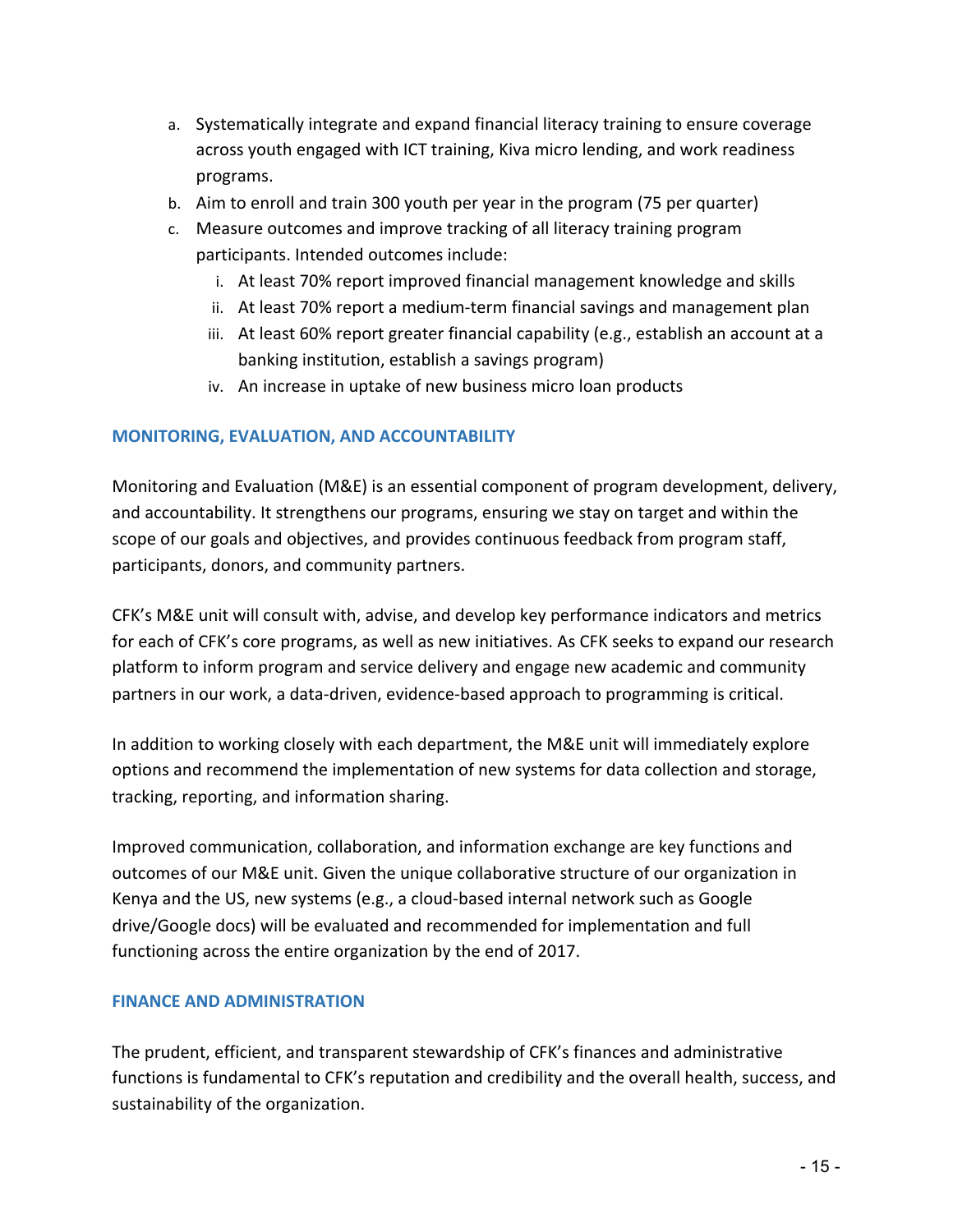a. Systematically integrate and expand financial literacy training to ensure coverage across youth engaged with ICT training, Kiva micro lending, and work readiness programs.
b. Aim to enroll and train 300 youth per year in the program (75 per quarter)
c. Measure outcomes and improve tracking of all literacy training program participants. Intended outcomes include:
    i. At least 70% report improved financial management knowledge and skills
    ii. At least 70% report a medium-term financial savings and management plan
    iii. At least 60% report greater financial capability (e.g., establish an account at a banking institution, establish a savings program)
    iv. An increase in uptake of new business micro loan products

## MONITORING, EVALUATION, AND ACCOUNTABILITY

Monitoring and Evaluation (M&E) is an essential component of program development, delivery, and accountability. It strengthens our programs, ensuring we stay on target and within the scope of our goals and objectives, and provides continuous feedback from program staff, participants, donors, and community partners.

CFK's M&E unit will consult with, advise, and develop key performance indicators and metrics for each of CFK's core programs, as well as new initiatives. As CFK seeks to expand our research platform to inform program and service delivery and engage new academic and community partners in our work, a data-driven, evidence-based approach to programming is critical.

In addition to working closely with each department, the M&E unit will immediately explore options and recommend the implementation of new systems for data collection and storage, tracking, reporting, and information sharing.

Improved communication, collaboration, and information exchange are key functions and outcomes of our M&E unit. Given the unique collaborative structure of our organization in Kenya and the US, new systems (e.g., a cloud-based internal network such as Google drive/Google docs) will be evaluated and recommended for implementation and full functioning across the entire organization by the end of 2017.

## FINANCE AND ADMINISTRATION

The prudent, efficient, and transparent stewardship of CFK's finances and administrative functions is fundamental to CFK's reputation and credibility and the overall health, success, and sustainability of the organization.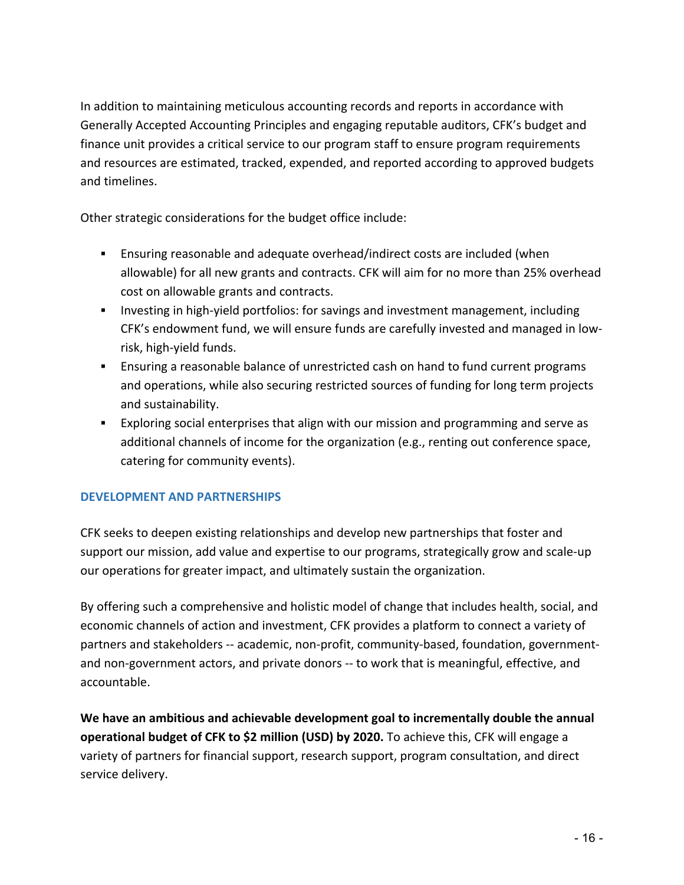In addition to maintaining meticulous accounting records and reports in accordance with Generally Accepted Accounting Principles and engaging reputable auditors, CFK's budget and finance unit provides a critical service to our program staff to ensure program requirements and resources are estimated, tracked, expended, and reported according to approved budgets and timelines.

Other strategic considerations for the budget office include:

- Ensuring reasonable and adequate overhead/indirect costs are included (when allowable) for all new grants and contracts. CFK will aim for no more than 25% overhead cost on allowable grants and contracts.
- Investing in high-yield portfolios: for savings and investment management, including CFK's endowment fund, we will ensure funds are carefully invested and managed in low-risk, high-yield funds.
- Ensuring a reasonable balance of unrestricted cash on hand to fund current programs and operations, while also securing restricted sources of funding for long term projects and sustainability.
- Exploring social enterprises that align with our mission and programming and serve as additional channels of income for the organization (e.g., renting out conference space, catering for community events).

### DEVELOPMENT AND PARTNERSHIPS

CFK seeks to deepen existing relationships and develop new partnerships that foster and support our mission, add value and expertise to our programs, strategically grow and scale-up our operations for greater impact, and ultimately sustain the organization.

By offering such a comprehensive and holistic model of change that includes health, social, and economic channels of action and investment, CFK provides a platform to connect a variety of partners and stakeholders -- academic, non-profit, community-based, foundation, government- and non-government actors, and private donors -- to work that is meaningful, effective, and accountable.

**We have an ambitious and achievable development goal to incrementally double the annual operational budget of CFK to $2 million (USD) by 2020.** To achieve this, CFK will engage a variety of partners for financial support, research support, program consultation, and direct service delivery.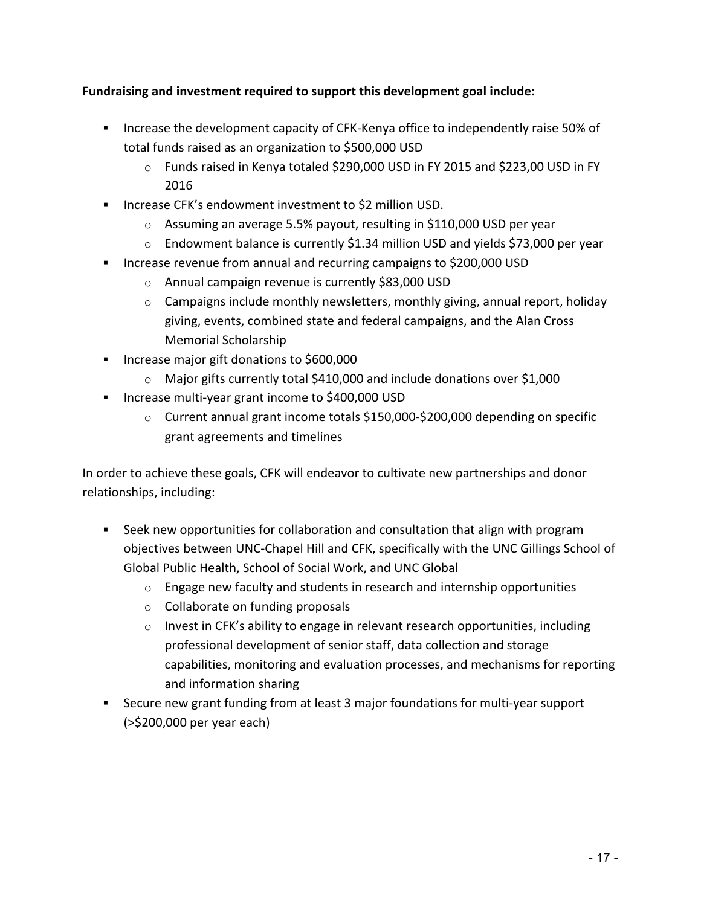**Fundraising and investment required to support this development goal include:**

- Increase the development capacity of CFK-Kenya office to independently raise 50% of total funds raised as an organization to $500,000 USD
  - Funds raised in Kenya totaled $290,000 USD in FY 2015 and $223,00 USD in FY 2016
- Increase CFK's endowment investment to $2 million USD.
  - Assuming an average 5.5% payout, resulting in $110,000 USD per year
  - Endowment balance is currently $1.34 million USD and yields $73,000 per year
- Increase revenue from annual and recurring campaigns to $200,000 USD
  - Annual campaign revenue is currently $83,000 USD
  - Campaigns include monthly newsletters, monthly giving, annual report, holiday giving, events, combined state and federal campaigns, and the Alan Cross Memorial Scholarship
- Increase major gift donations to $600,000
  - Major gifts currently total $410,000 and include donations over $1,000
- Increase multi-year grant income to $400,000 USD
  - Current annual grant income totals $150,000-$200,000 depending on specific grant agreements and timelines

In order to achieve these goals, CFK will endeavor to cultivate new partnerships and donor relationships, including:

- Seek new opportunities for collaboration and consultation that align with program objectives between UNC-Chapel Hill and CFK, specifically with the UNC Gillings School of Global Public Health, School of Social Work, and UNC Global
  - Engage new faculty and students in research and internship opportunities
  - Collaborate on funding proposals
  - Invest in CFK's ability to engage in relevant research opportunities, including professional development of senior staff, data collection and storage capabilities, monitoring and evaluation processes, and mechanisms for reporting and information sharing
- Secure new grant funding from at least 3 major foundations for multi-year support (>$200,000 per year each)